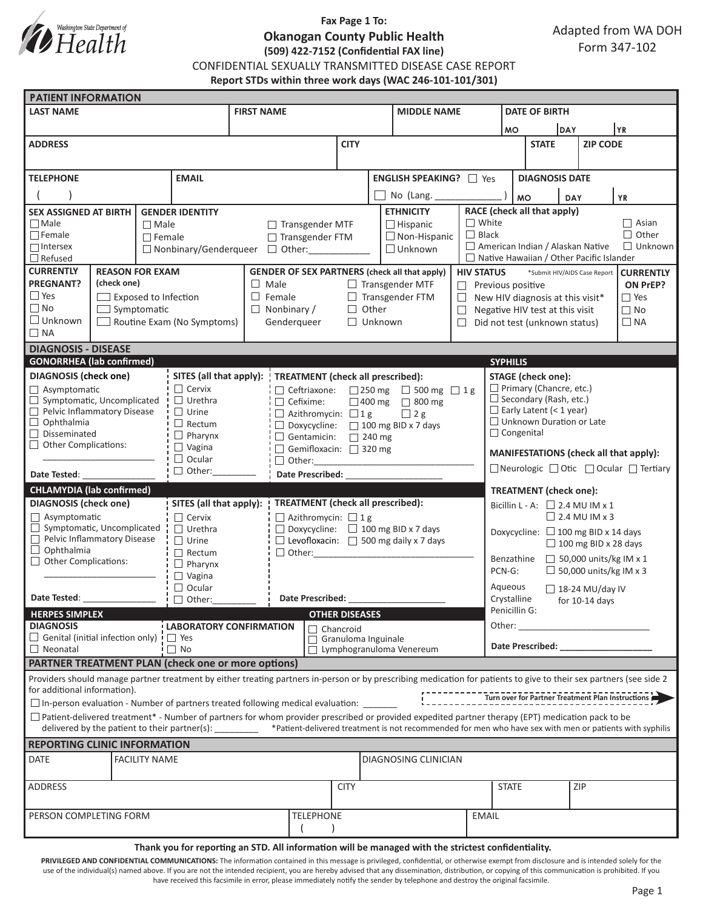Washington State Department of Health

**Fax Page 1 To:**

## Okanogan County Public Health

**(509) 422-7152 (Confidential FAX line)**

Adapted from WA DOH Form 347-102

CONFIDENTIAL SEXUALLY TRANSMITTED DISEASE CASE REPORT

**Report STDs within three work days (WAC 246-101-101/301)**

## PATIENT INFORMATION

| LAST NAME | FIRST NAME | MIDDLE NAME | DATE OF BIRTH (MO / DAY / YR) |
|---|---|---|---|
| | | | |

| ADDRESS | CITY | STATE | ZIP CODE |
|---|---|---|---|
| | | | |

| TELEPHONE | EMAIL | ENGLISH SPEAKING? | DIAGNOSIS DATE (MO / DAY / YR) |
|---|---|---|---|
| (    ) | | ☐ Yes ☐ No (Lang. ______________ ) | |

**SEX ASSIGNED AT BIRTH**
- ☐ Male
- ☐ Female
- ☐ Intersex
- ☐ Refused

**GENDER IDENTITY**
- ☐ Male
- ☐ Female
- ☐ Nonbinary/Genderqueer
- ☐ Transgender MTF
- ☐ Transgender FTM
- ☐ Other:____________

**ETHNICITY**
- ☐ Hispanic
- ☐ Non-Hispanic
- ☐ Unknown

**RACE (check all that apply)**
- ☐ White
- ☐ Black
- ☐ American Indian / Alaskan Native
- ☐ Native Hawaiian / Other Pacific Islander
- ☐ Asian
- ☐ Other
- ☐ Unknown

**CURRENTLY PREGNANT?**
- ☐ Yes
- ☐ No
- ☐ Unknown
- ☐ NA

**REASON FOR EXAM (check one)**
- ☐ Exposed to Infection
- ☐ Symptomatic
- ☐ Routine Exam (No Symptoms)

**GENDER OF SEX PARTNERS (check all that apply)**
- ☐ Male
- ☐ Female
- ☐ Nonbinary / Genderqueer
- ☐ Transgender MTF
- ☐ Transgender FTM
- ☐ Other
- ☐ Unknown

**HIV STATUS** *Submit HIV/AIDS Case Report
- ☐ Previous positive
- ☐ New HIV diagnosis at this visit*
- ☐ Negative HIV test at this visit
- ☐ Did not test (unknown status)

**CURRENTLY ON PrEP?**
- ☐ Yes
- ☐ No
- ☐ NA

## DIAGNOSIS - DISEASE

### GONORRHEA (lab confirmed)

**DIAGNOSIS (check one)**
- ☐ Asymptomatic
- ☐ Symptomatic, Uncomplicated
- ☐ Pelvic Inflammatory Disease
- ☐ Ophthalmia
- ☐ Disseminated
- ☐ Other Complications: ______________________

Date Tested: _______________

**SITES (all that apply):**
- ☐ Cervix
- ☐ Urethra
- ☐ Urine
- ☐ Rectum
- ☐ Pharynx
- ☐ Vagina
- ☐ Ocular
- ☐ Other:_________

**TREATMENT (check all prescribed):**
- ☐ Ceftriaxone: ☐ 250 mg ☐ 500 mg ☐ 1 g
- ☐ Cefixime: ☐ 400 mg ☐ 800 mg
- ☐ Azithromycin: ☐ 1 g ☐ 2 g
- ☐ Doxycycline: ☐ 100 mg BID x 7 days
- ☐ Gentamicin: ☐ 240 mg
- ☐ Gemifloxacin: ☐ 320 mg
- ☐ Other:________________________________

Date Prescribed: ____________________

### CHLAMYDIA (lab confirmed)

**DIAGNOSIS (check one)**
- ☐ Asymptomatic
- ☐ Symptomatic, Uncomplicated
- ☐ Pelvic Inflammatory Disease
- ☐ Ophthalmia
- ☐ Other Complications: ______________________

Date Tested: _______________

**SITES (all that apply):**
- ☐ Cervix
- ☐ Urethra
- ☐ Urine
- ☐ Rectum
- ☐ Pharynx
- ☐ Vagina
- ☐ Ocular
- ☐ Other:_________

**TREATMENT (check all prescribed):**
- ☐ Azithromycin: ☐ 1 g
- ☐ Doxycycline: ☐ 100 mg BID x 7 days
- ☐ Levofloxacin: ☐ 500 mg daily x 7 days
- ☐ Other:________________________________

Date Prescribed: ____________________

### SYPHILIS

**STAGE (check one):**
- ☐ Primary (Chancre, etc.)
- ☐ Secondary (Rash, etc.)
- ☐ Early Latent (< 1 year)
- ☐ Unknown Duration or Late
- ☐ Congenital

**MANIFESTATIONS (check all that apply):**
☐ Neurologic ☐ Otic ☐ Ocular ☐ Tertiary

**TREATMENT (check one):**
- Bicillin L - A: ☐ 2.4 MU IM x 1 ☐ 2.4 MU IM x 3
- Doxycycline: ☐ 100 mg BID x 14 days ☐ 100 mg BID x 28 days
- Benzathine PCN-G: ☐ 50,000 units/kg IM x 1 ☐ 50,000 units/kg IM x 3
- Aqueous Crystalline Penicillin G: ☐ 18-24 MU/day IV for 10-14 days
- Other: ___________________________

Date Prescribed: ___________________

### HERPES SIMPLEX

**DIAGNOSIS**
- ☐ Genital (initial infection only)
- ☐ Neonatal

**LABORATORY CONFIRMATION**
- ☐ Yes
- ☐ No

### OTHER DISEASES
- ☐ Chancroid
- ☐ Granuloma Inguinale
- ☐ Lymphogranuloma Venereum

## PARTNER TREATMENT PLAN (check one or more options)

Providers should manage partner treatment by either treating partners in-person or by prescribing medication for patients to give to their sex partners (see side 2 for additional information).

**Turn over for Partner Treatment Plan Instructions**

☐ In-person evaluation - Number of partners treated following medical evaluation: _______

☐ Patient-delivered treatment* - Number of partners for whom provider prescribed or provided expedited partner therapy (EPT) medication pack to be delivered by the patient to their partner(s): ________ *Patient-delivered treatment is not recommended for men who have sex with men or patients with syphilis

## REPORTING CLINIC INFORMATION

| DATE | FACILITY NAME | DIAGNOSING CLINICIAN |
|---|---|---|
| | | |

| ADDRESS | CITY | STATE | ZIP |
|---|---|---|---|
| | | | |

| PERSON COMPLETING FORM | TELEPHONE | EMAIL |
|---|---|---|
| | (    ) | |

**Thank you for reporting an STD. All information will be managed with the strictest confidentiality.**

**PRIVILEGED AND CONFIDENTIAL COMMUNICATIONS:** The information contained in this message is privileged, confidential, or otherwise exempt from disclosure and is intended solely for the use of the individual(s) named above. If you are not the intended recipient, you are hereby advised that any dissemination, distribution, or copying of this communication is prohibited. If you have received this facsimile in error, please immediately notify the sender by telephone and destroy the original facsimile.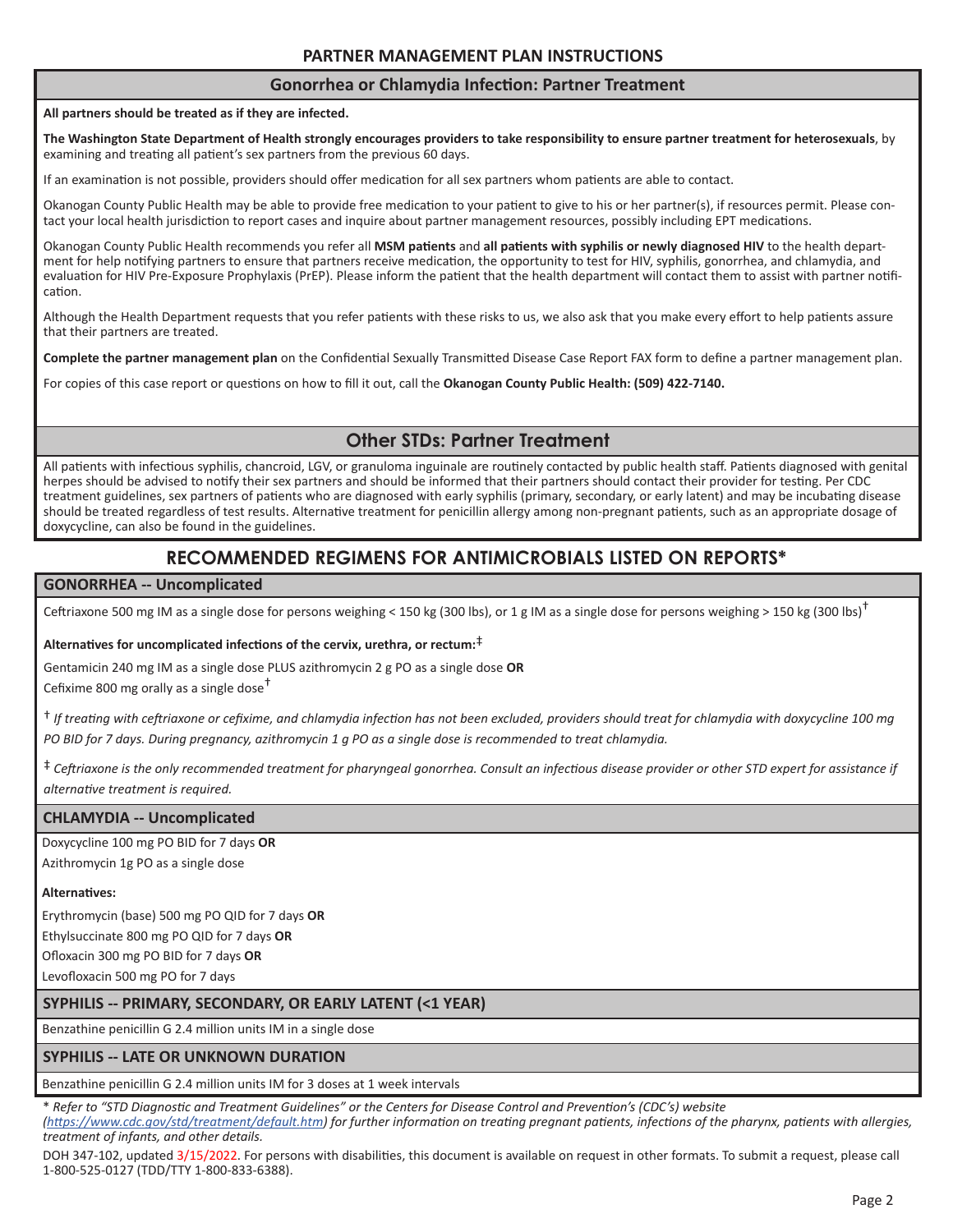# PARTNER MANAGEMENT PLAN INSTRUCTIONS

## Gonorrhea or Chlamydia Infection: Partner Treatment

**All partners should be treated as if they are infected.**

**The Washington State Department of Health strongly encourages providers to take responsibility to ensure partner treatment for heterosexuals**, by examining and treating all patient's sex partners from the previous 60 days.

If an examination is not possible, providers should offer medication for all sex partners whom patients are able to contact.

Okanogan County Public Health may be able to provide free medication to your patient to give to his or her partner(s), if resources permit. Please contact your local health jurisdiction to report cases and inquire about partner management resources, possibly including EPT medications.

Okanogan County Public Health recommends you refer all **MSM patients** and **all patients with syphilis or newly diagnosed HIV** to the health department for help notifying partners to ensure that partners receive medication, the opportunity to test for HIV, syphilis, gonorrhea, and chlamydia, and evaluation for HIV Pre-Exposure Prophylaxis (PrEP). Please inform the patient that the health department will contact them to assist with partner notification.

Although the Health Department requests that you refer patients with these risks to us, we also ask that you make every effort to help patients assure that their partners are treated.

**Complete the partner management plan** on the Confidential Sexually Transmitted Disease Case Report FAX form to define a partner management plan.

For copies of this case report or questions on how to fill it out, call the **Okanogan County Public Health: (509) 422-7140.**

## Other STDs: Partner Treatment

All patients with infectious syphilis, chancroid, LGV, or granuloma inguinale are routinely contacted by public health staff. Patients diagnosed with genital herpes should be advised to notify their sex partners and should be informed that their partners should contact their provider for testing. Per CDC treatment guidelines, sex partners of patients who are diagnosed with early syphilis (primary, secondary, or early latent) and may be incubating disease should be treated regardless of test results. Alternative treatment for penicillin allergy among non-pregnant patients, such as an appropriate dosage of doxycycline, can also be found in the guidelines.

## RECOMMENDED REGIMENS FOR ANTIMICROBIALS LISTED ON REPORTS*

### GONORRHEA -- Uncomplicated

Ceftriaxone 500 mg IM as a single dose for persons weighing < 150 kg (300 lbs), or 1 g IM as a single dose for persons weighing > 150 kg (300 lbs)†

**Alternatives for uncomplicated infections of the cervix, urethra, or rectum:‡**

Gentamicin 240 mg IM as a single dose PLUS azithromycin 2 g PO as a single dose **OR**
Cefixime 800 mg orally as a single dose†

† *If treating with ceftriaxone or cefixime, and chlamydia infection has not been excluded, providers should treat for chlamydia with doxycycline 100 mg PO BID for 7 days. During pregnancy, azithromycin 1 g PO as a single dose is recommended to treat chlamydia.*

‡ *Ceftriaxone is the only recommended treatment for pharyngeal gonorrhea. Consult an infectious disease provider or other STD expert for assistance if alternative treatment is required.*

### CHLAMYDIA -- Uncomplicated

Doxycycline 100 mg PO BID for 7 days **OR**
Azithromycin 1g PO as a single dose

**Alternatives:**

Erythromycin (base) 500 mg PO QID for 7 days **OR**
Ethylsuccinate 800 mg PO QID for 7 days **OR**
Ofloxacin 300 mg PO BID for 7 days **OR**
Levofloxacin 500 mg PO for 7 days

### SYPHILIS -- PRIMARY, SECONDARY, OR EARLY LATENT (<1 YEAR)

Benzathine penicillin G 2.4 million units IM in a single dose

### SYPHILIS -- LATE OR UNKNOWN DURATION

Benzathine penicillin G 2.4 million units IM for 3 doses at 1 week intervals

\* *Refer to "STD Diagnostic and Treatment Guidelines" or the Centers for Disease Control and Prevention's (CDC's) website (https://www.cdc.gov/std/treatment/default.htm) for further information on treating pregnant patients, infections of the pharynx, patients with allergies, treatment of infants, and other details.*

DOH 347-102, updated 3/15/2022. For persons with disabilities, this document is available on request in other formats. To submit a request, please call 1-800-525-0127 (TDD/TTY 1-800-833-6388).